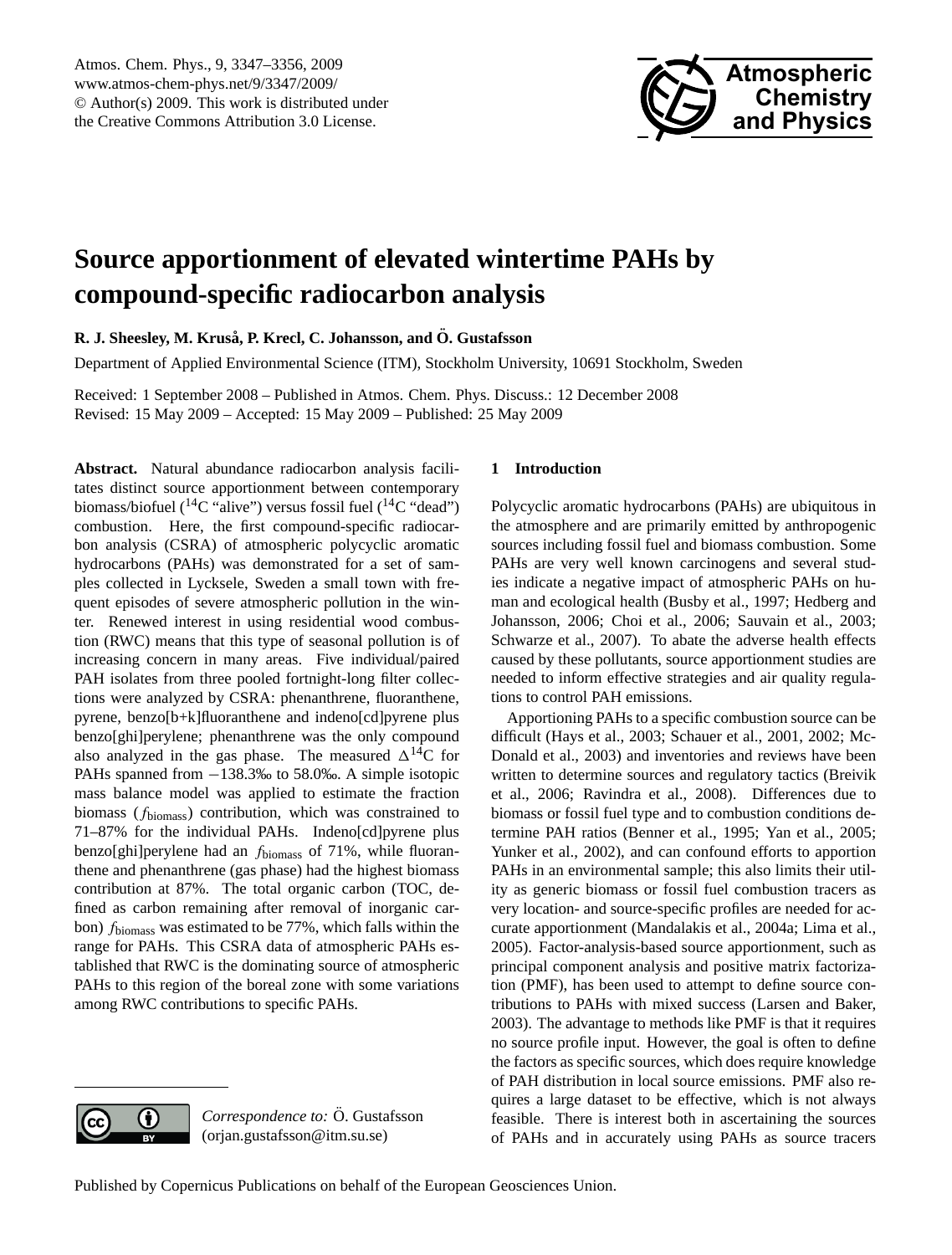# Source apportionment of elevated wintertime PAHs by compound-specific radiocarbon analysis

**R. J. Sheesley, M. Kruså, P. Krecl, C. Johansson, and Ö. Gustafsson**

Department of Applied Environmental Science (ITM), Stockholm University, 10691 Stockholm, Sweden

Received: 1 September 2008 – Published in Atmos. Chem. Phys. Discuss.: 12 December 2008
Revised: 15 May 2009 – Accepted: 15 May 2009 – Published: 25 May 2009

**Abstract.** Natural abundance radiocarbon analysis facilitates distinct source apportionment between contemporary biomass/biofuel ($^{14}$C "alive") versus fossil fuel ($^{14}$C "dead") combustion. Here, the first compound-specific radiocarbon analysis (CSRA) of atmospheric polycyclic aromatic hydrocarbons (PAHs) was demonstrated for a set of samples collected in Lycksele, Sweden a small town with frequent episodes of severe atmospheric pollution in the winter. Renewed interest in using residential wood combustion (RWC) means that this type of seasonal pollution is of increasing concern in many areas. Five individual/paired PAH isolates from three pooled fortnight-long filter collections were analyzed by CSRA: phenanthrene, fluoranthene, pyrene, benzo[b+k]fluoranthene and indeno[cd]pyrene plus benzo[ghi]perylene; phenanthrene was the only compound also analyzed in the gas phase. The measured $\Delta^{14}$C for PAHs spanned from −138.3‰ to 58.0‰. A simple isotopic mass balance model was applied to estimate the fraction biomass ($f_{\text{biomass}}$) contribution, which was constrained to 71–87% for the individual PAHs. Indeno[cd]pyrene plus benzo[ghi]perylene had an $f_{\text{biomass}}$ of 71%, while fluoranthene and phenanthrene (gas phase) had the highest biomass contribution at 87%. The total organic carbon (TOC, defined as carbon remaining after removal of inorganic carbon) $f_{\text{biomass}}$ was estimated to be 77%, which falls within the range for PAHs. This CSRA data of atmospheric PAHs established that RWC is the dominating source of atmospheric PAHs to this region of the boreal zone with some variations among RWC contributions to specific PAHs.

## 1 Introduction

Polycyclic aromatic hydrocarbons (PAHs) are ubiquitous in the atmosphere and are primarily emitted by anthropogenic sources including fossil fuel and biomass combustion. Some PAHs are very well known carcinogens and several studies indicate a negative impact of atmospheric PAHs on human and ecological health (Busby et al., 1997; Hedberg and Johansson, 2006; Choi et al., 2006; Sauvain et al., 2003; Schwarze et al., 2007). To abate the adverse health effects caused by these pollutants, source apportionment studies are needed to inform effective strategies and air quality regulations to control PAH emissions.

Apportioning PAHs to a specific combustion source can be difficult (Hays et al., 2003; Schauer et al., 2001, 2002; McDonald et al., 2003) and inventories and reviews have been written to determine sources and regulatory tactics (Breivik et al., 2006; Ravindra et al., 2008). Differences due to biomass or fossil fuel type and to combustion conditions determine PAH ratios (Benner et al., 1995; Yan et al., 2005; Yunker et al., 2002), and can confound efforts to apportion PAHs in an environmental sample; this also limits their utility as generic biomass or fossil fuel combustion tracers as very location- and source-specific profiles are needed for accurate apportionment (Mandalakis et al., 2004a; Lima et al., 2005). Factor-analysis-based source apportionment, such as principal component analysis and positive matrix factorization (PMF), has been used to attempt to define source contributions to PAHs with mixed success (Larsen and Baker, 2003). The advantage to methods like PMF is that it requires no source profile input. However, the goal is often to define the factors as specific sources, which does require knowledge of PAH distribution in local source emissions. PMF also requires a large dataset to be effective, which is not always feasible. There is interest both in ascertaining the sources of PAHs and in accurately using PAHs as source tracers

*Correspondence to:* Ö. Gustafsson
(orjan.gustafsson@itm.su.se)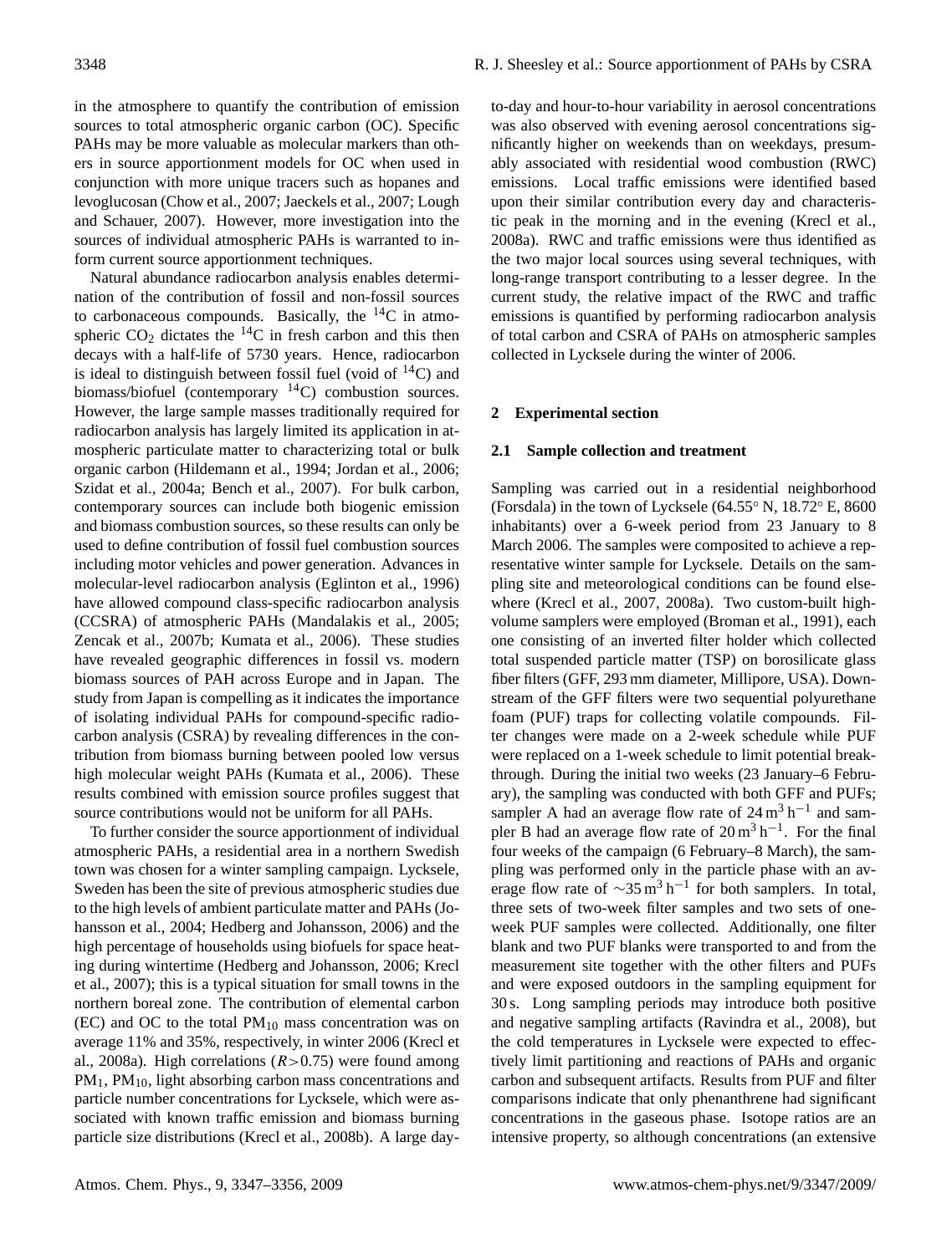in the atmosphere to quantify the contribution of emission sources to total atmospheric organic carbon (OC). Specific PAHs may be more valuable as molecular markers than others in source apportionment models for OC when used in conjunction with more unique tracers such as hopanes and levoglucosan (Chow et al., 2007; Jaeckels et al., 2007; Lough and Schauer, 2007). However, more investigation into the sources of individual atmospheric PAHs is warranted to inform current source apportionment techniques.

Natural abundance radiocarbon analysis enables determination of the contribution of fossil and non-fossil sources to carbonaceous compounds. Basically, the $^{14}C$ in atmospheric $CO_2$ dictates the $^{14}C$ in fresh carbon and this then decays with a half-life of 5730 years. Hence, radiocarbon is ideal to distinguish between fossil fuel (void of $^{14}C$) and biomass/biofuel (contemporary $^{14}C$) combustion sources. However, the large sample masses traditionally required for radiocarbon analysis has largely limited its application in atmospheric particulate matter to characterizing total or bulk organic carbon (Hildemann et al., 1994; Jordan et al., 2006; Szidat et al., 2004a; Bench et al., 2007). For bulk carbon, contemporary sources can include both biogenic emission and biomass combustion sources, so these results can only be used to define contribution of fossil fuel combustion sources including motor vehicles and power generation. Advances in molecular-level radiocarbon analysis (Eglinton et al., 1996) have allowed compound class-specific radiocarbon analysis (CCSRA) of atmospheric PAHs (Mandalakis et al., 2005; Zencak et al., 2007b; Kumata et al., 2006). These studies have revealed geographic differences in fossil vs. modern biomass sources of PAH across Europe and in Japan. The study from Japan is compelling as it indicates the importance of isolating individual PAHs for compound-specific radiocarbon analysis (CSRA) by revealing differences in the contribution from biomass burning between pooled low versus high molecular weight PAHs (Kumata et al., 2006). These results combined with emission source profiles suggest that source contributions would not be uniform for all PAHs.

To further consider the source apportionment of individual atmospheric PAHs, a residential area in a northern Swedish town was chosen for a winter sampling campaign. Lycksele, Sweden has been the site of previous atmospheric studies due to the high levels of ambient particulate matter and PAHs (Johansson et al., 2004; Hedberg and Johansson, 2006) and the high percentage of households using biofuels for space heating during wintertime (Hedberg and Johansson, 2006; Krecl et al., 2007); this is a typical situation for small towns in the northern boreal zone. The contribution of elemental carbon (EC) and OC to the total $PM_{10}$ mass concentration was on average 11% and 35%, respectively, in winter 2006 (Krecl et al., 2008a). High correlations ($R>0.75$) were found among $PM_1$, $PM_{10}$, light absorbing carbon mass concentrations and particle number concentrations for Lycksele, which were associated with known traffic emission and biomass burning particle size distributions (Krecl et al., 2008b). A large day-to-day and hour-to-hour variability in aerosol concentrations was also observed with evening aerosol concentrations significantly higher on weekends than on weekdays, presumably associated with residential wood combustion (RWC) emissions. Local traffic emissions were identified based upon their similar contribution every day and characteristic peak in the morning and in the evening (Krecl et al., 2008a). RWC and traffic emissions were thus identified as the two major local sources using several techniques, with long-range transport contributing to a lesser degree. In the current study, the relative impact of the RWC and traffic emissions is quantified by performing radiocarbon analysis of total carbon and CSRA of PAHs on atmospheric samples collected in Lycksele during the winter of 2006.

## 2 Experimental section

### 2.1 Sample collection and treatment

Sampling was carried out in a residential neighborhood (Forsdala) in the town of Lycksele (64.55° N, 18.72° E, 8600 inhabitants) over a 6-week period from 23 January to 8 March 2006. The samples were composited to achieve a representative winter sample for Lycksele. Details on the sampling site and meteorological conditions can be found elsewhere (Krecl et al., 2007, 2008a). Two custom-built high-volume samplers were employed (Broman et al., 1991), each one consisting of an inverted filter holder which collected total suspended particle matter (TSP) on borosilicate glass fiber filters (GFF, 293 mm diameter, Millipore, USA). Downstream of the GFF filters were two sequential polyurethane foam (PUF) traps for collecting volatile compounds. Filter changes were made on a 2-week schedule while PUF were replaced on a 1-week schedule to limit potential breakthrough. During the initial two weeks (23 January–6 February), the sampling was conducted with both GFF and PUFs; sampler A had an average flow rate of $24\,m^3\,h^{-1}$ and sampler B had an average flow rate of $20\,m^3\,h^{-1}$. For the final four weeks of the campaign (6 February–8 March), the sampling was performed only in the particle phase with an average flow rate of $\sim 35\,m^3\,h^{-1}$ for both samplers. In total, three sets of two-week filter samples and two sets of one-week PUF samples were collected. Additionally, one filter blank and two PUF blanks were transported to and from the measurement site together with the other filters and PUFs and were exposed outdoors in the sampling equipment for 30 s. Long sampling periods may introduce both positive and negative sampling artifacts (Ravindra et al., 2008), but the cold temperatures in Lycksele were expected to effectively limit partitioning and reactions of PAHs and organic carbon and subsequent artifacts. Results from PUF and filter comparisons indicate that only phenanthrene had significant concentrations in the gaseous phase. Isotope ratios are an intensive property, so although concentrations (an extensive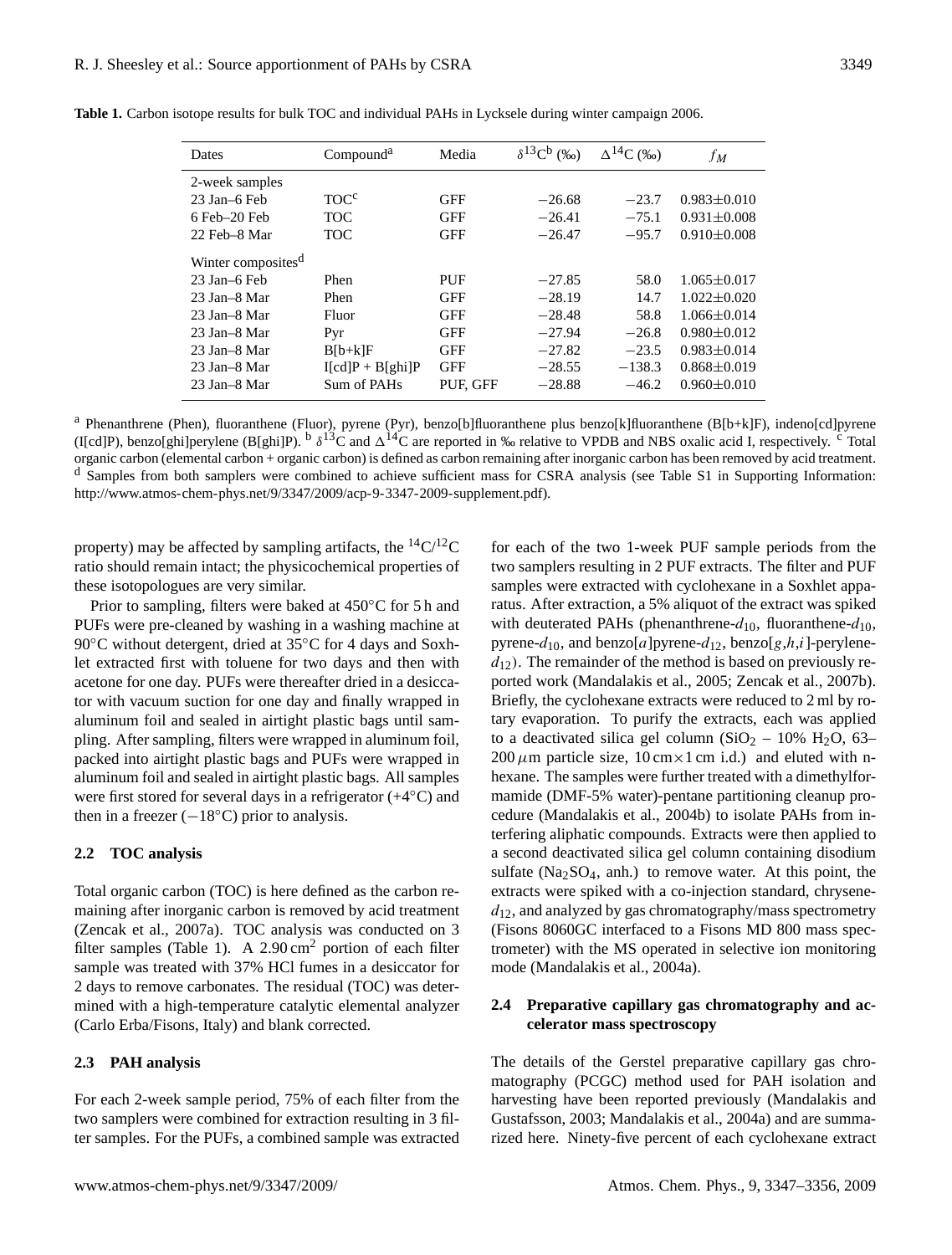**Table 1.** Carbon isotope results for bulk TOC and individual PAHs in Lycksele during winter campaign 2006.

| Dates | Compound[a] | Media | $\delta^{13}C^{b}$ (‰) | $\Delta^{14}C$ (‰) | $f_M$ |
|---|---|---|---|---|---|
| 2-week samples | | | | | |
| 23 Jan–6 Feb | TOC[c] | GFF | −26.68 | −23.7 | 0.983±0.010 |
| 6 Feb–20 Feb | TOC | GFF | −26.41 | −75.1 | 0.931±0.008 |
| 22 Feb–8 Mar | TOC | GFF | −26.47 | −95.7 | 0.910±0.008 |
| Winter composites[d] | | | | | |
| 23 Jan–6 Feb | Phen | PUF | −27.85 | 58.0 | 1.065±0.017 |
| 23 Jan–8 Mar | Phen | GFF | −28.19 | 14.7 | 1.022±0.020 |
| 23 Jan–8 Mar | Fluor | GFF | −28.48 | 58.8 | 1.066±0.014 |
| 23 Jan–8 Mar | Pyr | GFF | −27.94 | −26.8 | 0.980±0.012 |
| 23 Jan–8 Mar | B[b+k]F | GFF | −27.82 | −23.5 | 0.983±0.014 |
| 23 Jan–8 Mar | I[cd]P + B[ghi]P | GFF | −28.55 | −138.3 | 0.868±0.019 |
| 23 Jan–8 Mar | Sum of PAHs | PUF, GFF | −28.88 | −46.2 | 0.960±0.010 |

[a] Phenanthrene (Phen), fluoranthene (Fluor), pyrene (Pyr), benzo[b]fluoranthene plus benzo[k]fluoranthene (B[b+k]F), indeno[cd]pyrene (I[cd]P), benzo[ghi]perylene (B[ghi]P). [b] $\delta^{13}C$ and $\Delta^{14}C$ are reported in ‰ relative to VPDB and NBS oxalic acid I, respectively. [c] Total organic carbon (elemental carbon + organic carbon) is defined as carbon remaining after inorganic carbon has been removed by acid treatment. [d] Samples from both samplers were combined to achieve sufficient mass for CSRA analysis (see Table S1 in Supporting Information: http://www.atmos-chem-phys.net/9/3347/2009/acp-9-3347-2009-supplement.pdf).

property) may be affected by sampling artifacts, the $^{14}C/^{12}C$ ratio should remain intact; the physicochemical properties of these isotopologues are very similar.

Prior to sampling, filters were baked at 450°C for 5 h and PUFs were pre-cleaned by washing in a washing machine at 90°C without detergent, dried at 35°C for 4 days and Soxhlet extracted first with toluene for two days and then with acetone for one day. PUFs were thereafter dried in a desiccator with vacuum suction for one day and finally wrapped in aluminum foil and sealed in airtight plastic bags until sampling. After sampling, filters were wrapped in aluminum foil, packed into airtight plastic bags and PUFs were wrapped in aluminum foil and sealed in airtight plastic bags. All samples were first stored for several days in a refrigerator (+4°C) and then in a freezer (−18°C) prior to analysis.

### 2.2 TOC analysis

Total organic carbon (TOC) is here defined as the carbon remaining after inorganic carbon is removed by acid treatment (Zencak et al., 2007a). TOC analysis was conducted on 3 filter samples (Table 1). A 2.90 $cm^2$ portion of each filter sample was treated with 37% HCl fumes in a desiccator for 2 days to remove carbonates. The residual (TOC) was determined with a high-temperature catalytic elemental analyzer (Carlo Erba/Fisons, Italy) and blank corrected.

### 2.3 PAH analysis

For each 2-week sample period, 75% of each filter from the two samplers were combined for extraction resulting in 3 filter samples. For the PUFs, a combined sample was extracted for each of the two 1-week PUF sample periods from the two samplers resulting in 2 PUF extracts. The filter and PUF samples were extracted with cyclohexane in a Soxhlet apparatus. After extraction, a 5% aliquot of the extract was spiked with deuterated PAHs (phenanthrene-$d_{10}$, fluoranthene-$d_{10}$, pyrene-$d_{10}$, and benzo[$a$]pyrene-$d_{12}$, benzo[$g,h,i$]-perylene-$d_{12}$). The remainder of the method is based on previously reported work (Mandalakis et al., 2005; Zencak et al., 2007b). Briefly, the cyclohexane extracts were reduced to 2 ml by rotary evaporation. To purify the extracts, each was applied to a deactivated silica gel column ($SiO_2$ – 10% $H_2O$, 63–200 $\mu$m particle size, 10 cm×1 cm i.d.) and eluted with n-hexane. The samples were further treated with a dimethylformamide (DMF-5% water)-pentane partitioning cleanup procedure (Mandalakis et al., 2004b) to isolate PAHs from interfering aliphatic compounds. Extracts were then applied to a second deactivated silica gel column containing disodium sulfate ($Na_2SO_4$, anh.) to remove water. At this point, the extracts were spiked with a co-injection standard, chrysene-$d_{12}$, and analyzed by gas chromatography/mass spectrometry (Fisons 8060GC interfaced to a Fisons MD 800 mass spectrometer) with the MS operated in selective ion monitoring mode (Mandalakis et al., 2004a).

### 2.4 Preparative capillary gas chromatography and accelerator mass spectroscopy

The details of the Gerstel preparative capillary gas chromatography (PCGC) method used for PAH isolation and harvesting have been reported previously (Mandalakis and Gustafsson, 2003; Mandalakis et al., 2004a) and are summarized here. Ninety-five percent of each cyclohexane extract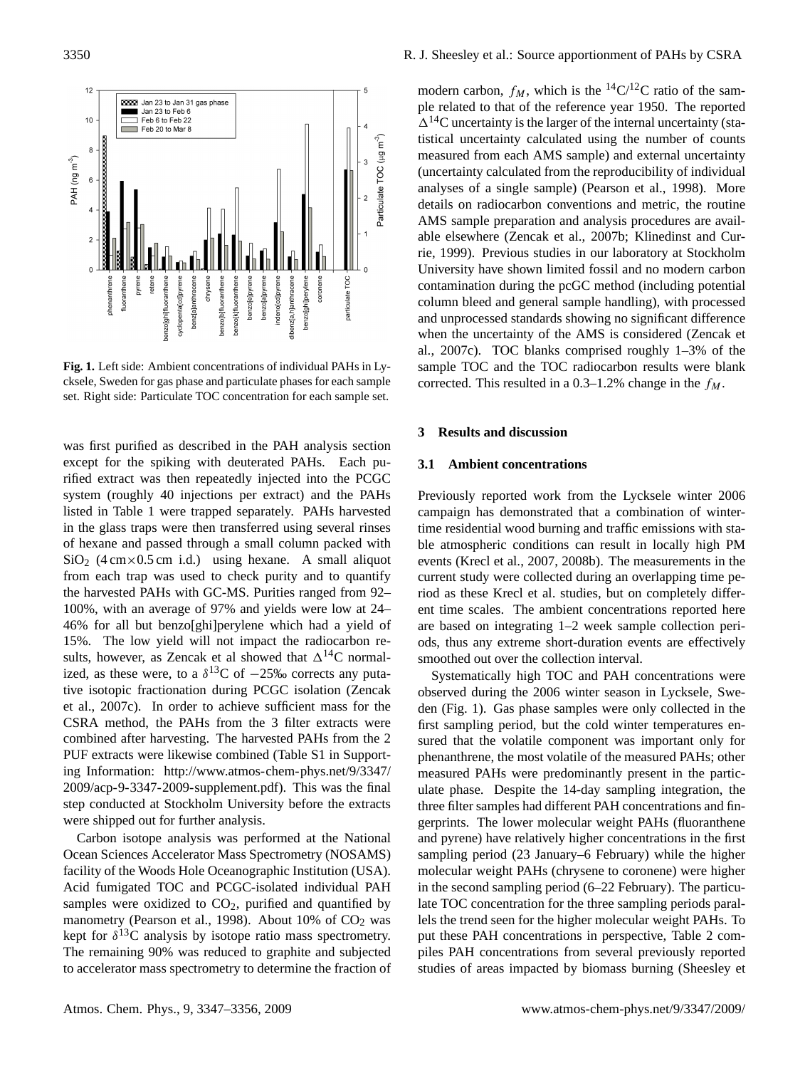12

10

8

6

4

2

0

PAH (ng m$^{-3}$)

Jan 23 to Jan 31 gas phase
Jan 23 to Feb 6
Feb 6 to Feb 22
Feb 20 to Mar 8

phenanthrene
fluoranthene
pyrene
retene
benzo[ghi]fluoranthene
cyclopenta[cd]pyrene
benz[a]anthracene
chrysene
benzo[b]fluoranthene
benzo[k]fluoranthene
benzo[e]pyrene
benzo[a]pyrene
indeno[cd]pyrene
dibenz[a,h]anthracene
benzo[ghi]perylene
coronene
particulate TOC

5

4

3

2

1

0

Particulate TOC (μg m$^{-3}$)

**Fig. 1.** Left side: Ambient concentrations of individual PAHs in Lycksele, Sweden for gas phase and particulate phases for each sample set. Right side: Particulate TOC concentration for each sample set.

was first purified as described in the PAH analysis section except for the spiking with deuterated PAHs. Each purified extract was then repeatedly injected into the PCGC system (roughly 40 injections per extract) and the PAHs listed in Table 1 were trapped separately. PAHs harvested in the glass traps were then transferred using several rinses of hexane and passed through a small column packed with $SiO_2$ (4 cm×0.5 cm i.d.) using hexane. A small aliquot from each trap was used to check purity and to quantify the harvested PAHs with GC-MS. Purities ranged from 92–100%, with an average of 97% and yields were low at 24–46% for all but benzo[ghi]perylene which had a yield of 15%. The low yield will not impact the radiocarbon results, however, as Zencak et al showed that $\Delta^{14}C$ normalized, as these were, to a $\delta^{13}C$ of −25‰ corrects any putative isotopic fractionation during PCGC isolation (Zencak et al., 2007c). In order to achieve sufficient mass for the CSRA method, the PAHs from the 3 filter extracts were combined after harvesting. The harvested PAHs from the 2 PUF extracts were likewise combined (Table S1 in Supporting Information: http://www.atmos-chem-phys.net/9/3347/2009/acp-9-3347-2009-supplement.pdf). This was the final step conducted at Stockholm University before the extracts were shipped out for further analysis.

Carbon isotope analysis was performed at the National Ocean Sciences Accelerator Mass Spectrometry (NOSAMS) facility of the Woods Hole Oceanographic Institution (USA). Acid fumigated TOC and PCGC-isolated individual PAH samples were oxidized to $CO_2$, purified and quantified by manometry (Pearson et al., 1998). About 10% of $CO_2$ was kept for $\delta^{13}C$ analysis by isotope ratio mass spectrometry. The remaining 90% was reduced to graphite and subjected to accelerator mass spectrometry to determine the fraction of modern carbon, $f_M$, which is the $^{14}C/^{12}C$ ratio of the sample related to that of the reference year 1950. The reported $\Delta^{14}C$ uncertainty is the larger of the internal uncertainty (statistical uncertainty calculated using the number of counts measured from each AMS sample) and external uncertainty (uncertainty calculated from the reproducibility of individual analyses of a single sample) (Pearson et al., 1998). More details on radiocarbon conventions and metric, the routine AMS sample preparation and analysis procedures are available elsewhere (Zencak et al., 2007b; Klinedinst and Currie, 1999). Previous studies in our laboratory at Stockholm University have shown limited fossil and no modern carbon contamination during the pcGC method (including potential column bleed and general sample handling), with processed and unprocessed standards showing no significant difference when the uncertainty of the AMS is considered (Zencak et al., 2007c). TOC blanks comprised roughly 1–3% of the sample TOC and the TOC radiocarbon results were blank corrected. This resulted in a 0.3–1.2% change in the $f_M$.

## 3 Results and discussion

### 3.1 Ambient concentrations

Previously reported work from the Lycksele winter 2006 campaign has demonstrated that a combination of wintertime residential wood burning and traffic emissions with stable atmospheric conditions can result in locally high PM events (Krecl et al., 2007, 2008b). The measurements in the current study were collected during an overlapping time period as these Krecl et al. studies, but on completely different time scales. The ambient concentrations reported here are based on integrating 1–2 week sample collection periods, thus any extreme short-duration events are effectively smoothed out over the collection interval.

Systematically high TOC and PAH concentrations were observed during the 2006 winter season in Lycksele, Sweden (Fig. 1). Gas phase samples were only collected in the first sampling period, but the cold winter temperatures ensured that the volatile component was important only for phenanthrene, the most volatile of the measured PAHs; other measured PAHs were predominantly present in the particulate phase. Despite the 14-day sampling integration, the three filter samples had different PAH concentrations and fingerprints. The lower molecular weight PAHs (fluoranthene and pyrene) have relatively higher concentrations in the first sampling period (23 January–6 February) while the higher molecular weight PAHs (chrysene to coronene) were higher in the second sampling period (6–22 February). The particulate TOC concentration for the three sampling periods parallels the trend seen for the higher molecular weight PAHs. To put these PAH concentrations in perspective, Table 2 compiles PAH concentrations from several previously reported studies of areas impacted by biomass burning (Sheesley et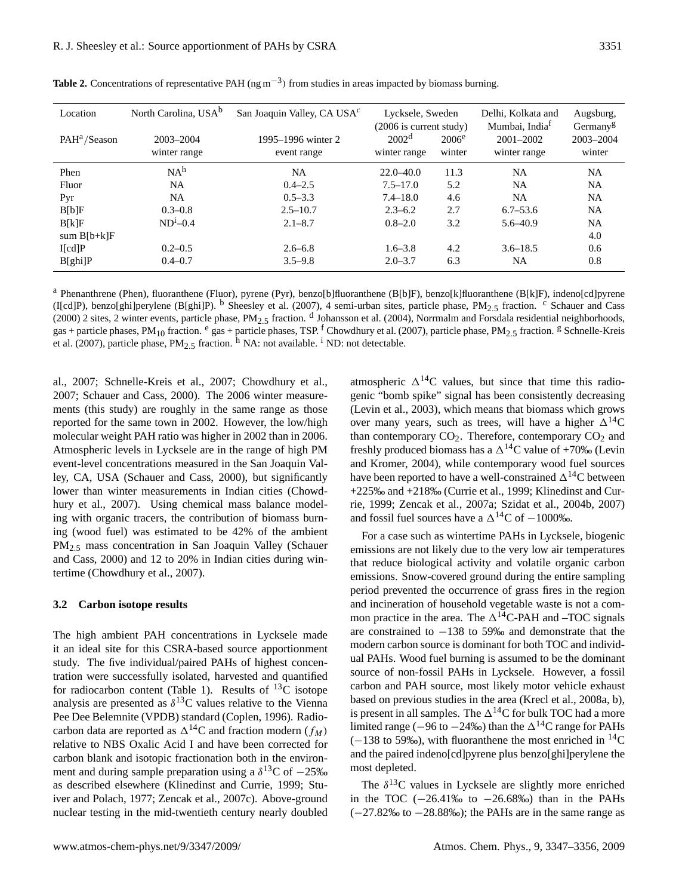**Table 2.** Concentrations of representative PAH ($ng\,m^{-3}$) from studies in areas impacted by biomass burning.

| Location | North Carolina, USA[b] | San Joaquin Valley, CA USA[c] | Lycksele, Sweden (2006 is current study) | | Delhi, Kolkata and Mumbai, India[f] | Augsburg, Germany[g] |
|---|---|---|---|---|---|---|
| PAH[a]/Season | 2003–2004 winter range | 1995–1996 winter 2 event range | 2002[d] winter range | 2006[e] winter | 2001–2002 winter range | 2003–2004 winter |
| Phen | NA[h] | NA | 22.0–40.0 | 11.3 | NA | NA |
| Fluor | NA | 0.4–2.5 | 7.5–17.0 | 5.2 | NA | NA |
| Pyr | NA | 0.5–3.3 | 7.4–18.0 | 4.6 | NA | NA |
| B[b]F | 0.3–0.8 | 2.5–10.7 | 2.3–6.2 | 2.7 | 6.7–53.6 | NA |
| B[k]F | ND[i]–0.4 | 2.1–8.7 | 0.8–2.0 | 3.2 | 5.6–40.9 | NA |
| sum B[b+k]F | | | | | | 4.0 |
| I[cd]P | 0.2–0.5 | 2.6–6.8 | 1.6–3.8 | 4.2 | 3.6–18.5 | 0.6 |
| B[ghi]P | 0.4–0.7 | 3.5–9.8 | 2.0–3.7 | 6.3 | NA | 0.8 |

[a] Phenanthrene (Phen), fluoranthene (Fluor), pyrene (Pyr), benzo[b]fluoranthene (B[b]F), benzo[k]fluoranthene (B[k]F), indeno[cd]pyrene (I[cd]P), benzo[ghi]perylene (B[ghi]P). [b] Sheesley et al. (2007), 4 semi-urban sites, particle phase, $PM_{2.5}$ fraction. [c] Schauer and Cass (2000) 2 sites, 2 winter events, particle phase, $PM_{2.5}$ fraction. [d] Johansson et al. (2004), Norrmalm and Forsdala residential neighborhoods, gas + particle phases, $PM_{10}$ fraction. [e] gas + particle phases, TSP. [f] Chowdhury et al. (2007), particle phase, $PM_{2.5}$ fraction. [g] Schnelle-Kreis et al. (2007), particle phase, $PM_{2.5}$ fraction. [h] NA: not available. [i] ND: not detectable.

al., 2007; Schnelle-Kreis et al., 2007; Chowdhury et al., 2007; Schauer and Cass, 2000). The 2006 winter measurements (this study) are roughly in the same range as those reported for the same town in 2002. However, the low/high molecular weight PAH ratio was higher in 2002 than in 2006. Atmospheric levels in Lycksele are in the range of high PM event-level concentrations measured in the San Joaquin Valley, CA, USA (Schauer and Cass, 2000), but significantly lower than winter measurements in Indian cities (Chowdhury et al., 2007). Using chemical mass balance modeling with organic tracers, the contribution of biomass burning (wood fuel) was estimated to be 42% of the ambient $PM_{2.5}$ mass concentration in San Joaquin Valley (Schauer and Cass, 2000) and 12 to 20% in Indian cities during wintertime (Chowdhury et al., 2007).

### 3.2 Carbon isotope results

The high ambient PAH concentrations in Lycksele made it an ideal site for this CSRA-based source apportionment study. The five individual/paired PAHs of highest concentration were successfully isolated, harvested and quantified for radiocarbon content (Table 1). Results of $^{13}C$ isotope analysis are presented as $\delta^{13}C$ values relative to the Vienna Pee Dee Belemnite (VPDB) standard (Coplen, 1996). Radiocarbon data are reported as $\Delta^{14}C$ and fraction modern ($f_M$) relative to NBS Oxalic Acid I and have been corrected for carbon blank and isotopic fractionation both in the environment and during sample preparation using a $\delta^{13}C$ of −25‰ as described elsewhere (Klinedinst and Currie, 1999; Stuiver and Polach, 1977; Zencak et al., 2007c). Above-ground nuclear testing in the mid-twentieth century nearly doubled atmospheric $\Delta^{14}C$ values, but since that time this radiogenic "bomb spike" signal has been consistently decreasing (Levin et al., 2003), which means that biomass which grows over many years, such as trees, will have a higher $\Delta^{14}C$ than contemporary $CO_2$. Therefore, contemporary $CO_2$ and freshly produced biomass has a $\Delta^{14}C$ value of +70‰ (Levin and Kromer, 2004), while contemporary wood fuel sources have been reported to have a well-constrained $\Delta^{14}C$ between +225‰ and +218‰ (Currie et al., 1999; Klinedinst and Currie, 1999; Zencak et al., 2007a; Szidat et al., 2004b, 2007) and fossil fuel sources have a $\Delta^{14}C$ of −1000‰.

For a case such as wintertime PAHs in Lycksele, biogenic emissions are not likely due to the very low air temperatures that reduce biological activity and volatile organic carbon emissions. Snow-covered ground during the entire sampling period prevented the occurrence of grass fires in the region and incineration of household vegetable waste is not a common practice in the area. The $\Delta^{14}C$-PAH and –TOC signals are constrained to −138 to 59‰ and demonstrate that the modern carbon source is dominant for both TOC and individual PAHs. Wood fuel burning is assumed to be the dominant source of non-fossil PAHs in Lycksele. However, a fossil carbon and PAH source, most likely motor vehicle exhaust based on previous studies in the area (Krecl et al., 2008a, b), is present in all samples. The $\Delta^{14}C$ for bulk TOC had a more limited range (−96 to −24‰) than the $\Delta^{14}C$ range for PAHs (−138 to 59‰), with fluoranthene the most enriched in $^{14}C$ and the paired indeno[cd]pyrene plus benzo[ghi]perylene the most depleted.

The $\delta^{13}C$ values in Lycksele are slightly more enriched in the TOC (−26.41‰ to −26.68‰) than in the PAHs (−27.82‰ to −28.88‰); the PAHs are in the same range as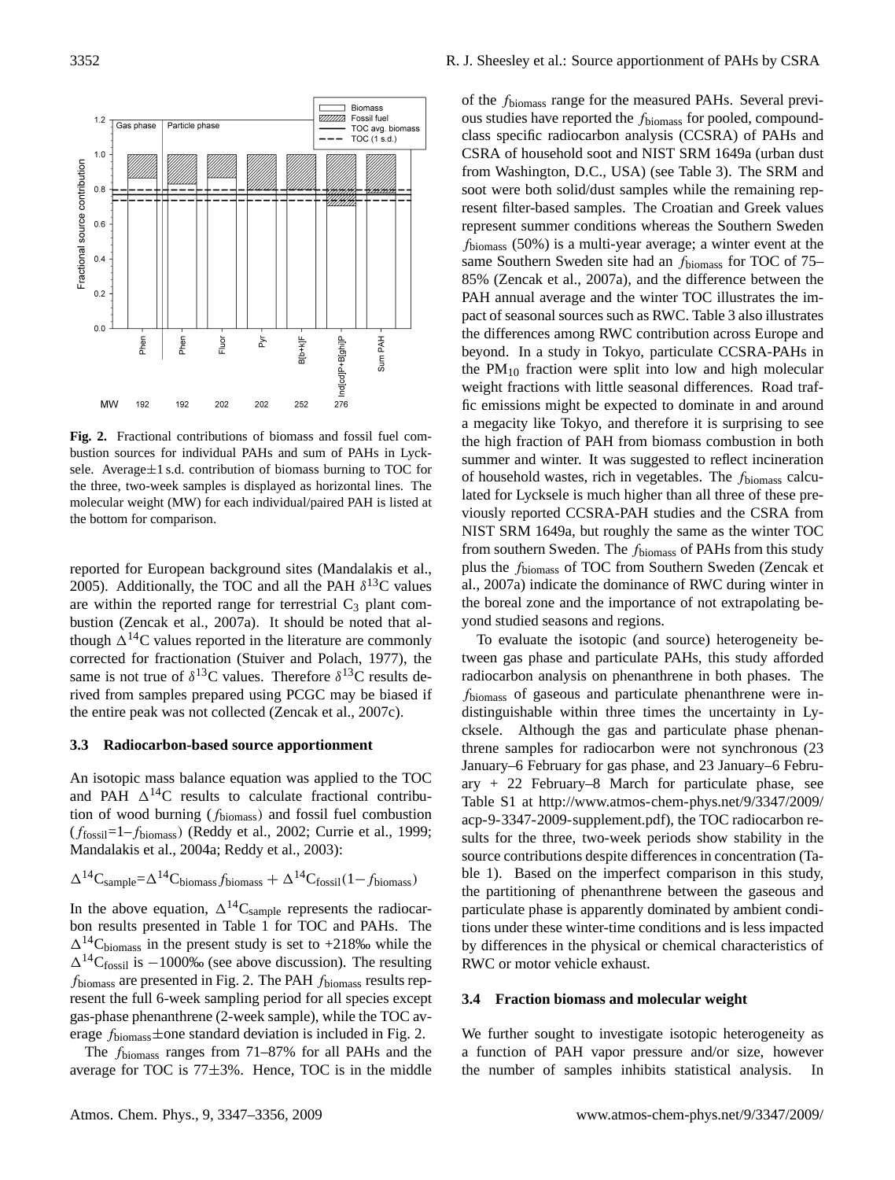**Fig. 2.** Fractional contributions of biomass and fossil fuel combustion sources for individual PAHs and sum of PAHs in Lycksele. Average±1 s.d. contribution of biomass burning to TOC for the three, two-week samples is displayed as horizontal lines. The molecular weight (MW) for each individual/paired PAH is listed at the bottom for comparison.

reported for European background sites (Mandalakis et al., 2005). Additionally, the TOC and all the PAH $\delta^{13}C$ values are within the reported range for terrestrial $C_3$ plant combustion (Zencak et al., 2007a). It should be noted that although $\Delta^{14}C$ values reported in the literature are commonly corrected for fractionation (Stuiver and Polach, 1977), the same is not true of $\delta^{13}C$ values. Therefore $\delta^{13}C$ results derived from samples prepared using PCGC may be biased if the entire peak was not collected (Zencak et al., 2007c).

### 3.3 Radiocarbon-based source apportionment

An isotopic mass balance equation was applied to the TOC and PAH $\Delta^{14}C$ results to calculate fractional contribution of wood burning ($f_{\mathrm{biomass}}$) and fossil fuel combustion ($f_{\mathrm{fossil}}=1-f_{\mathrm{biomass}}$) (Reddy et al., 2002; Currie et al., 1999; Mandalakis et al., 2004a; Reddy et al., 2003):

$$\Delta^{14}C_{\mathrm{sample}}=\Delta^{14}C_{\mathrm{biomass}} f_{\mathrm{biomass}} + \Delta^{14}C_{\mathrm{fossil}}(1-f_{\mathrm{biomass}})$$

In the above equation, $\Delta^{14}C_{\mathrm{sample}}$ represents the radiocarbon results presented in Table 1 for TOC and PAHs. The $\Delta^{14}C_{\mathrm{biomass}}$ in the present study is set to +218‰ while the $\Delta^{14}C_{\mathrm{fossil}}$ is −1000‰ (see above discussion). The resulting $f_{\mathrm{biomass}}$ are presented in Fig. 2. The PAH $f_{\mathrm{biomass}}$ results represent the full 6-week sampling period for all species except gas-phase phenanthrene (2-week sample), while the TOC average $f_{\mathrm{biomass}}$±one standard deviation is included in Fig. 2.

The $f_{\mathrm{biomass}}$ ranges from 71–87% for all PAHs and the average for TOC is 77±3%. Hence, TOC is in the middle of the $f_{\mathrm{biomass}}$ range for the measured PAHs. Several previous studies have reported the $f_{\mathrm{biomass}}$ for pooled, compound-class specific radiocarbon analysis (CCSRA) of PAHs and CSRA of household soot and NIST SRM 1649a (urban dust from Washington, D.C., USA) (see Table 3). The SRM and soot were both solid/dust samples while the remaining represent filter-based samples. The Croatian and Greek values represent summer conditions whereas the Southern Sweden $f_{\mathrm{biomass}}$ (50%) is a multi-year average; a winter event at the same Southern Sweden site had an $f_{\mathrm{biomass}}$ for TOC of 75–85% (Zencak et al., 2007a), and the difference between the PAH annual average and the winter TOC illustrates the impact of seasonal sources such as RWC. Table 3 also illustrates the differences among RWC contribution across Europe and beyond. In a study in Tokyo, particulate CCSRA-PAHs in the $PM_{10}$ fraction were split into low and high molecular weight fractions with little seasonal differences. Road traffic emissions might be expected to dominate in and around a megacity like Tokyo, and therefore it is surprising to see the high fraction of PAH from biomass combustion in both summer and winter. It was suggested to reflect incineration of household wastes, rich in vegetables. The $f_{\mathrm{biomass}}$ calculated for Lycksele is much higher than all three of these previously reported CCSRA-PAH studies and the CSRA from NIST SRM 1649a, but roughly the same as the winter TOC from southern Sweden. The $f_{\mathrm{biomass}}$ of PAHs from this study plus the $f_{\mathrm{biomass}}$ of TOC from Southern Sweden (Zencak et al., 2007a) indicate the dominance of RWC during winter in the boreal zone and the importance of not extrapolating beyond studied seasons and regions.

To evaluate the isotopic (and source) heterogeneity between gas phase and particulate PAHs, this study afforded radiocarbon analysis on phenanthrene in both phases. The $f_{\mathrm{biomass}}$ of gaseous and particulate phenanthrene were indistinguishable within three times the uncertainty in Lycksele. Although the gas and particulate phase phenanthrene samples for radiocarbon were not synchronous (23 January–6 February for gas phase, and 23 January–6 February + 22 February–8 March for particulate phase, see Table S1 at http://www.atmos-chem-phys.net/9/3347/2009/acp-9-3347-2009-supplement.pdf), the TOC radiocarbon results for the three, two-week periods show stability in the source contributions despite differences in concentration (Table 1). Based on the imperfect comparison in this study, the partitioning of phenanthrene between the gaseous and particulate phase is apparently dominated by ambient conditions under these winter-time conditions and is less impacted by differences in the physical or chemical characteristics of RWC or motor vehicle exhaust.

### 3.4 Fraction biomass and molecular weight

We further sought to investigate isotopic heterogeneity as a function of PAH vapor pressure and/or size, however the number of samples inhibits statistical analysis. In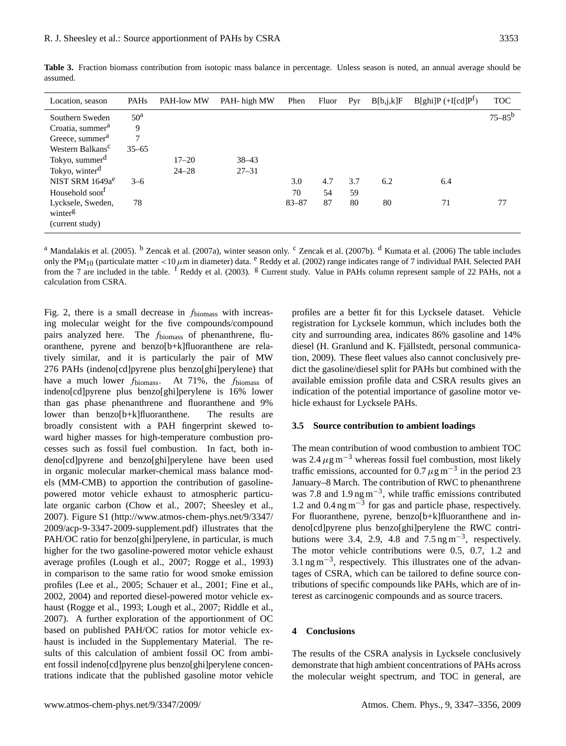**Table 3.** Fraction biomass contribution from isotopic mass balance in percentage. Unless season is noted, an annual average should be assumed.

| Location, season | PAHs | PAH-low MW | PAH- high MW | Phen | Fluor | Pyr | B[b,j,k]F | B[ghi]P (+I[cd]P[f]) | TOC |
|---|---|---|---|---|---|---|---|---|---|
| Southern Sweden | 50[a] | | | | | | | | 75–85[b] |
| Croatia, summer[a] | 9 | | | | | | | | |
| Greece, summer[a] | 7 | | | | | | | | |
| Western Balkans[c] | 35–65 | | | | | | | | |
| Tokyo, summer[d] | | 17–20 | 38–43 | | | | | | |
| Tokyo, winter[d] | | 24–28 | 27–31 | | | | | | |
| NIST SRM 1649a[e] | 3–6 | | | 3.0 | 4.7 | 3.7 | 6.2 | 6.4 | |
| Household soot[f] | | | | 70 | 54 | 59 | | | |
| Lycksele, Sweden, winter[g] (current study) | 78 | | | 83–87 | 87 | 80 | 80 | 71 | 77 |

[a] Mandalakis et al. (2005). [b] Zencak et al. (2007a), winter season only. [c] Zencak et al. (2007b). [d] Kumata et al. (2006) The table includes only the $PM_{10}$ (particulate matter $<10\,\mu$m in diameter) data. [e] Reddy et al. (2002) range indicates range of 7 individual PAH. Selected PAH from the 7 are included in the table. [f] Reddy et al. (2003). [g] Current study. Value in PAHs column represent sample of 22 PAHs, not a calculation from CSRA.

Fig. 2, there is a small decrease in $f_{\mathrm{biomass}}$ with increasing molecular weight for the five compounds/compound pairs analyzed here. The $f_{\mathrm{biomass}}$ of phenanthrene, fluoranthene, pyrene and benzo[b+k]fluoranthene are relatively similar, and it is particularly the pair of MW 276 PAHs (indeno[cd]pyrene plus benzo[ghi]perylene) that have a much lower $f_{\mathrm{biomass}}$. At 71%, the $f_{\mathrm{biomass}}$ of indeno[cd]pyrene plus benzo[ghi]perylene is 16% lower than gas phase phenanthrene and fluoranthene and 9% lower than benzo[b+k]fluoranthene. The results are broadly consistent with a PAH fingerprint skewed toward higher masses for high-temperature combustion processes such as fossil fuel combustion. In fact, both indeno[cd]pyrene and benzo[ghi]perylene have been used in organic molecular marker-chemical mass balance models (MM-CMB) to apportion the contribution of gasoline-powered motor vehicle exhaust to atmospheric particulate organic carbon (Chow et al., 2007; Sheesley et al., 2007). Figure S1 (http://www.atmos-chem-phys.net/9/3347/2009/acp-9-3347-2009-supplement.pdf) illustrates that the PAH/OC ratio for benzo[ghi]perylene, in particular, is much higher for the two gasoline-powered motor vehicle exhaust average profiles (Lough et al., 2007; Rogge et al., 1993) in comparison to the same ratio for wood smoke emission profiles (Lee et al., 2005; Schauer et al., 2001; Fine et al., 2002, 2004) and reported diesel-powered motor vehicle exhaust (Rogge et al., 1993; Lough et al., 2007; Riddle et al., 2007). A further exploration of the apportionment of OC based on published PAH/OC ratios for motor vehicle exhaust is included in the Supplementary Material. The results of this calculation of ambient fossil OC from ambient fossil indeno[cd]pyrene plus benzo[ghi]perylene concentrations indicate that the published gasoline motor vehicle profiles are a better fit for this Lycksele dataset. Vehicle registration for Lycksele kommun, which includes both the city and surrounding area, indicates 86% gasoline and 14% diesel (H. Granlund and K. Fjällstedt, personal communication, 2009). These fleet values also cannot conclusively predict the gasoline/diesel split for PAHs but combined with the available emission profile data and CSRA results gives an indication of the potential importance of gasoline motor vehicle exhaust for Lycksele PAHs.

### 3.5 Source contribution to ambient loadings

The mean contribution of wood combustion to ambient TOC was $2.4\,\mu\mathrm{g\,m^{-3}}$ whereas fossil fuel combustion, most likely traffic emissions, accounted for $0.7\,\mu\mathrm{g\,m^{-3}}$ in the period 23 January–8 March. The contribution of RWC to phenanthrene was 7.8 and $1.9\,\mathrm{ng\,m^{-3}}$, while traffic emissions contributed 1.2 and $0.4\,\mathrm{ng\,m^{-3}}$ for gas and particle phase, respectively. For fluoranthene, pyrene, benzo[b+k]fluoranthene and indeno[cd]pyrene plus benzo[ghi]perylene the RWC contributions were 3.4, 2.9, 4.8 and $7.5\,\mathrm{ng\,m^{-3}}$, respectively. The motor vehicle contributions were 0.5, 0.7, 1.2 and $3.1\,\mathrm{ng\,m^{-3}}$, respectively. This illustrates one of the advantages of CSRA, which can be tailored to define source contributions of specific compounds like PAHs, which are of interest as carcinogenic compounds and as source tracers.

## 4 Conclusions

The results of the CSRA analysis in Lycksele conclusively demonstrate that high ambient concentrations of PAHs across the molecular weight spectrum, and TOC in general, are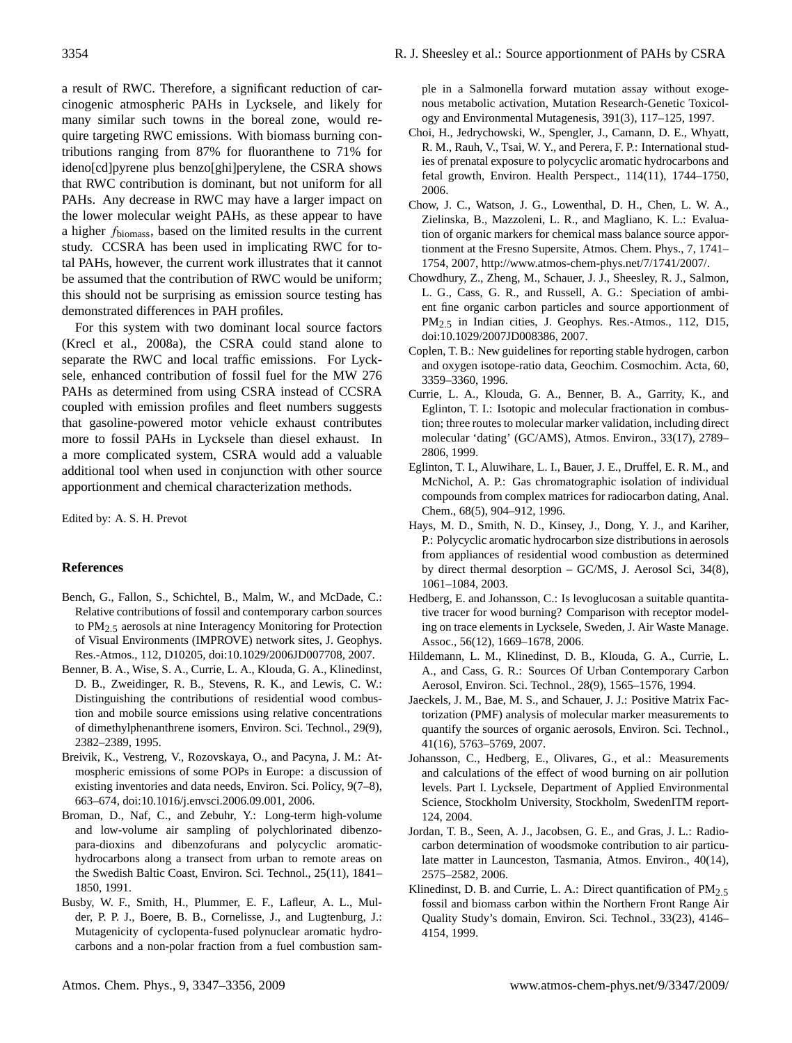a result of RWC. Therefore, a significant reduction of carcinogenic atmospheric PAHs in Lycksele, and likely for many similar such towns in the boreal zone, would require targeting RWC emissions. With biomass burning contributions ranging from 87% for fluoranthene to 71% for ideno[cd]pyrene plus benzo[ghi]perylene, the CSRA shows that RWC contribution is dominant, but not uniform for all PAHs. Any decrease in RWC may have a larger impact on the lower molecular weight PAHs, as these appear to have a higher $f_{\mathrm{biomass}}$, based on the limited results in the current study. CCSRA has been used in implicating RWC for total PAHs, however, the current work illustrates that it cannot be assumed that the contribution of RWC would be uniform; this should not be surprising as emission source testing has demonstrated differences in PAH profiles.

For this system with two dominant local source factors (Krecl et al., 2008a), the CSRA could stand alone to separate the RWC and local traffic emissions. For Lycksele, enhanced contribution of fossil fuel for the MW 276 PAHs as determined from using CSRA instead of CCSRA coupled with emission profiles and fleet numbers suggests that gasoline-powered motor vehicle exhaust contributes more to fossil PAHs in Lycksele than diesel exhaust. In a more complicated system, CSRA would add a valuable additional tool when used in conjunction with other source apportionment and chemical characterization methods.

Edited by: A. S. H. Prevot

## References

Bench, G., Fallon, S., Schichtel, B., Malm, W., and McDade, C.: Relative contributions of fossil and contemporary carbon sources to $PM_{2.5}$ aerosols at nine Interagency Monitoring for Protection of Visual Environments (IMPROVE) network sites, J. Geophys. Res.-Atmos., 112, D10205, doi:10.1029/2006JD007708, 2007.

Benner, B. A., Wise, S. A., Currie, L. A., Klouda, G. A., Klinedinst, D. B., Zweidinger, R. B., Stevens, R. K., and Lewis, C. W.: Distinguishing the contributions of residential wood combustion and mobile source emissions using relative concentrations of dimethylphenanthrene isomers, Environ. Sci. Technol., 29(9), 2382–2389, 1995.

Breivik, K., Vestreng, V., Rozovskaya, O., and Pacyna, J. M.: Atmospheric emissions of some POPs in Europe: a discussion of existing inventories and data needs, Environ. Sci. Policy, 9(7–8), 663–674, doi:10.1016/j.envsci.2006.09.001, 2006.

Broman, D., Naf, C., and Zebuhr, Y.: Long-term high-volume and low-volume air sampling of polychlorinated dibenzo-para-dioxins and dibenzofurans and polycyclic aromatic-hydrocarbons along a transect from urban to remote areas on the Swedish Baltic Coast, Environ. Sci. Technol., 25(11), 1841–1850, 1991.

Busby, W. F., Smith, H., Plummer, E. F., Lafleur, A. L., Mulder, P. P. J., Boere, B. B., Cornelisse, J., and Lugtenburg, J.: Mutagenicity of cyclopenta-fused polynuclear aromatic hydrocarbons and a non-polar fraction from a fuel combustion sample in a Salmonella forward mutation assay without exogenous metabolic activation, Mutation Research-Genetic Toxicology and Environmental Mutagenesis, 391(3), 117–125, 1997.

Choi, H., Jedrychowski, W., Spengler, J., Camann, D. E., Whyatt, R. M., Rauh, V., Tsai, W. Y., and Perera, F. P.: International studies of prenatal exposure to polycyclic aromatic hydrocarbons and fetal growth, Environ. Health Perspect., 114(11), 1744–1750, 2006.

Chow, J. C., Watson, J. G., Lowenthal, D. H., Chen, L. W. A., Zielinska, B., Mazzoleni, L. R., and Magliano, K. L.: Evaluation of organic markers for chemical mass balance source apportionment at the Fresno Supersite, Atmos. Chem. Phys., 7, 1741–1754, 2007, http://www.atmos-chem-phys.net/7/1741/2007/.

Chowdhury, Z., Zheng, M., Schauer, J. J., Sheesley, R. J., Salmon, L. G., Cass, G. R., and Russell, A. G.: Speciation of ambient fine organic carbon particles and source apportionment of $PM_{2.5}$ in Indian cities, J. Geophys. Res.-Atmos., 112, D15, doi:10.1029/2007JD008386, 2007.

Coplen, T. B.: New guidelines for reporting stable hydrogen, carbon and oxygen isotope-ratio data, Geochim. Cosmochim. Acta, 60, 3359–3360, 1996.

Currie, L. A., Klouda, G. A., Benner, B. A., Garrity, K., and Eglinton, T. I.: Isotopic and molecular fractionation in combustion; three routes to molecular marker validation, including direct molecular 'dating' (GC/AMS), Atmos. Environ., 33(17), 2789–2806, 1999.

Eglinton, T. I., Aluwihare, L. I., Bauer, J. E., Druffel, E. R. M., and McNichol, A. P.: Gas chromatographic isolation of individual compounds from complex matrices for radiocarbon dating, Anal. Chem., 68(5), 904–912, 1996.

Hays, M. D., Smith, N. D., Kinsey, J., Dong, Y. J., and Kariher, P.: Polycyclic aromatic hydrocarbon size distributions in aerosols from appliances of residential wood combustion as determined by direct thermal desorption – GC/MS, J. Aerosol Sci, 34(8), 1061–1084, 2003.

Hedberg, E. and Johansson, C.: Is levoglucosan a suitable quantitative tracer for wood burning? Comparison with receptor modeling on trace elements in Lycksele, Sweden, J. Air Waste Manage. Assoc., 56(12), 1669–1678, 2006.

Hildemann, L. M., Klinedinst, D. B., Klouda, G. A., Currie, L. A., and Cass, G. R.: Sources Of Urban Contemporary Carbon Aerosol, Environ. Sci. Technol., 28(9), 1565–1576, 1994.

Jaeckels, J. M., Bae, M. S., and Schauer, J. J.: Positive Matrix Factorization (PMF) analysis of molecular marker measurements to quantify the sources of organic aerosols, Environ. Sci. Technol., 41(16), 5763–5769, 2007.

Johansson, C., Hedberg, E., Olivares, G., et al.: Measurements and calculations of the effect of wood burning on air pollution levels. Part I. Lycksele, Department of Applied Environmental Science, Stockholm University, Stockholm, SwedenITM report-124, 2004.

Jordan, T. B., Seen, A. J., Jacobsen, G. E., and Gras, J. L.: Radiocarbon determination of woodsmoke contribution to air particulate matter in Launceston, Tasmania, Atmos. Environ., 40(14), 2575–2582, 2006.

Klinedinst, D. B. and Currie, L. A.: Direct quantification of $PM_{2.5}$ fossil and biomass carbon within the Northern Front Range Air Quality Study's domain, Environ. Sci. Technol., 33(23), 4146–4154, 1999.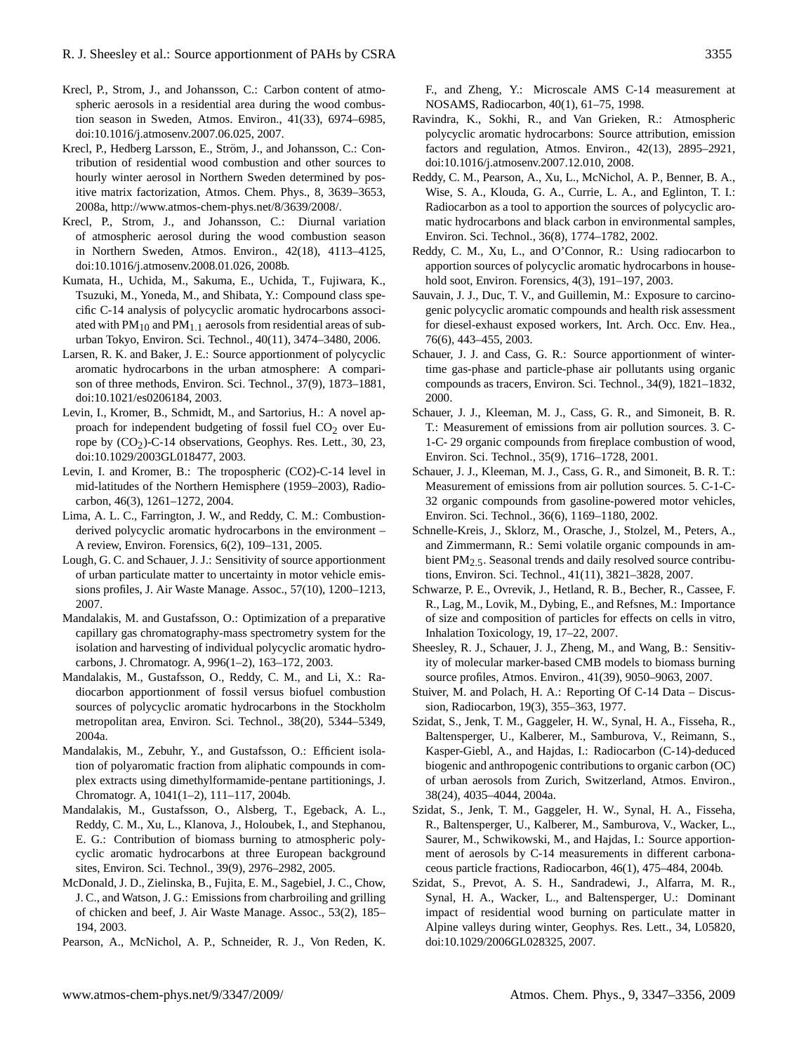Krecl, P., Strom, J., and Johansson, C.: Carbon content of atmospheric aerosols in a residential area during the wood combustion season in Sweden, Atmos. Environ., 41(33), 6974–6985, doi:10.1016/j.atmosenv.2007.06.025, 2007.

Krecl, P., Hedberg Larsson, E., Ström, J., and Johansson, C.: Contribution of residential wood combustion and other sources to hourly winter aerosol in Northern Sweden determined by positive matrix factorization, Atmos. Chem. Phys., 8, 3639–3653, 2008a, http://www.atmos-chem-phys.net/8/3639/2008/.

Krecl, P., Strom, J., and Johansson, C.: Diurnal variation of atmospheric aerosol during the wood combustion season in Northern Sweden, Atmos. Environ., 42(18), 4113–4125, doi:10.1016/j.atmosenv.2008.01.026, 2008b.

Kumata, H., Uchida, M., Sakuma, E., Uchida, T., Fujiwara, K., Tsuzuki, M., Yoneda, M., and Shibata, Y.: Compound class specific C-14 analysis of polycyclic aromatic hydrocarbons associated with $PM_{10}$ and $PM_{1.1}$ aerosols from residential areas of suburban Tokyo, Environ. Sci. Technol., 40(11), 3474–3480, 2006.

Larsen, R. K. and Baker, J. E.: Source apportionment of polycyclic aromatic hydrocarbons in the urban atmosphere: A comparison of three methods, Environ. Sci. Technol., 37(9), 1873–1881, doi:10.1021/es0206184, 2003.

Levin, I., Kromer, B., Schmidt, M., and Sartorius, H.: A novel approach for independent budgeting of fossil fuel $CO_2$ over Europe by $(CO_2)$-C-14 observations, Geophys. Res. Lett., 30, 23, doi:10.1029/2003GL018477, 2003.

Levin, I. and Kromer, B.: The tropospheric (CO2)-C-14 level in mid-latitudes of the Northern Hemisphere (1959–2003), Radiocarbon, 46(3), 1261–1272, 2004.

Lima, A. L. C., Farrington, J. W., and Reddy, C. M.: Combustion-derived polycyclic aromatic hydrocarbons in the environment – A review, Environ. Forensics, 6(2), 109–131, 2005.

Lough, G. C. and Schauer, J. J.: Sensitivity of source apportionment of urban particulate matter to uncertainty in motor vehicle emissions profiles, J. Air Waste Manage. Assoc., 57(10), 1200–1213, 2007.

Mandalakis, M. and Gustafsson, O.: Optimization of a preparative capillary gas chromatography-mass spectrometry system for the isolation and harvesting of individual polycyclic aromatic hydrocarbons, J. Chromatogr. A, 996(1–2), 163–172, 2003.

Mandalakis, M., Gustafsson, O., Reddy, C. M., and Li, X.: Radiocarbon apportionment of fossil versus biofuel combustion sources of polycyclic aromatic hydrocarbons in the Stockholm metropolitan area, Environ. Sci. Technol., 38(20), 5344–5349, 2004a.

Mandalakis, M., Zebuhr, Y., and Gustafsson, O.: Efficient isolation of polyaromatic fraction from aliphatic compounds in complex extracts using dimethylformamide-pentane partitionings, J. Chromatogr. A, 1041(1–2), 111–117, 2004b.

Mandalakis, M., Gustafsson, O., Alsberg, T., Egeback, A. L., Reddy, C. M., Xu, L., Klanova, J., Holoubek, I., and Stephanou, E. G.: Contribution of biomass burning to atmospheric polycyclic aromatic hydrocarbons at three European background sites, Environ. Sci. Technol., 39(9), 2976–2982, 2005.

McDonald, J. D., Zielinska, B., Fujita, E. M., Sagebiel, J. C., Chow, J. C., and Watson, J. G.: Emissions from charbroiling and grilling of chicken and beef, J. Air Waste Manage. Assoc., 53(2), 185–194, 2003.

Pearson, A., McNichol, A. P., Schneider, R. J., Von Reden, K. F., and Zheng, Y.: Microscale AMS C-14 measurement at NOSAMS, Radiocarbon, 40(1), 61–75, 1998.

Ravindra, K., Sokhi, R., and Van Grieken, R.: Atmospheric polycyclic aromatic hydrocarbons: Source attribution, emission factors and regulation, Atmos. Environ., 42(13), 2895–2921, doi:10.1016/j.atmosenv.2007.12.010, 2008.

Reddy, C. M., Pearson, A., Xu, L., McNichol, A. P., Benner, B. A., Wise, S. A., Klouda, G. A., Currie, L. A., and Eglinton, T. I.: Radiocarbon as a tool to apportion the sources of polycyclic aromatic hydrocarbons and black carbon in environmental samples, Environ. Sci. Technol., 36(8), 1774–1782, 2002.

Reddy, C. M., Xu, L., and O'Connor, R.: Using radiocarbon to apportion sources of polycyclic aromatic hydrocarbons in household soot, Environ. Forensics, 4(3), 191–197, 2003.

Sauvain, J. J., Duc, T. V., and Guillemin, M.: Exposure to carcinogenic polycyclic aromatic compounds and health risk assessment for diesel-exhaust exposed workers, Int. Arch. Occ. Env. Hea., 76(6), 443–455, 2003.

Schauer, J. J. and Cass, G. R.: Source apportionment of wintertime gas-phase and particle-phase air pollutants using organic compounds as tracers, Environ. Sci. Technol., 34(9), 1821–1832, 2000.

Schauer, J. J., Kleeman, M. J., Cass, G. R., and Simoneit, B. R. T.: Measurement of emissions from air pollution sources. 3. C-1-C- 29 organic compounds from fireplace combustion of wood, Environ. Sci. Technol., 35(9), 1716–1728, 2001.

Schauer, J. J., Kleeman, M. J., Cass, G. R., and Simoneit, B. R. T.: Measurement of emissions from air pollution sources. 5. C-1-C-32 organic compounds from gasoline-powered motor vehicles, Environ. Sci. Technol., 36(6), 1169–1180, 2002.

Schnelle-Kreis, J., Sklorz, M., Orasche, J., Stolzel, M., Peters, A., and Zimmermann, R.: Semi volatile organic compounds in ambient $PM_{2.5}$. Seasonal trends and daily resolved source contributions, Environ. Sci. Technol., 41(11), 3821–3828, 2007.

Schwarze, P. E., Ovrevik, J., Hetland, R. B., Becher, R., Cassee, F. R., Lag, M., Lovik, M., Dybing, E., and Refsnes, M.: Importance of size and composition of particles for effects on cells in vitro, Inhalation Toxicology, 19, 17–22, 2007.

Sheesley, R. J., Schauer, J. J., Zheng, M., and Wang, B.: Sensitivity of molecular marker-based CMB models to biomass burning source profiles, Atmos. Environ., 41(39), 9050–9063, 2007.

Stuiver, M. and Polach, H. A.: Reporting Of C-14 Data – Discussion, Radiocarbon, 19(3), 355–363, 1977.

Szidat, S., Jenk, T. M., Gaggeler, H. W., Synal, H. A., Fisseha, R., Baltensperger, U., Kalberer, M., Samburova, V., Reimann, S., Kasper-Giebl, A., and Hajdas, I.: Radiocarbon (C-14)-deduced biogenic and anthropogenic contributions to organic carbon (OC) of urban aerosols from Zurich, Switzerland, Atmos. Environ., 38(24), 4035–4044, 2004a.

Szidat, S., Jenk, T. M., Gaggeler, H. W., Synal, H. A., Fisseha, R., Baltensperger, U., Kalberer, M., Samburova, V., Wacker, L., Saurer, M., Schwikowski, M., and Hajdas, I.: Source apportionment of aerosols by C-14 measurements in different carbonaceous particle fractions, Radiocarbon, 46(1), 475–484, 2004b.

Szidat, S., Prevot, A. S. H., Sandradewi, J., Alfarra, M. R., Synal, H. A., Wacker, L., and Baltensperger, U.: Dominant impact of residential wood burning on particulate matter in Alpine valleys during winter, Geophys. Res. Lett., 34, L05820, doi:10.1029/2006GL028325, 2007.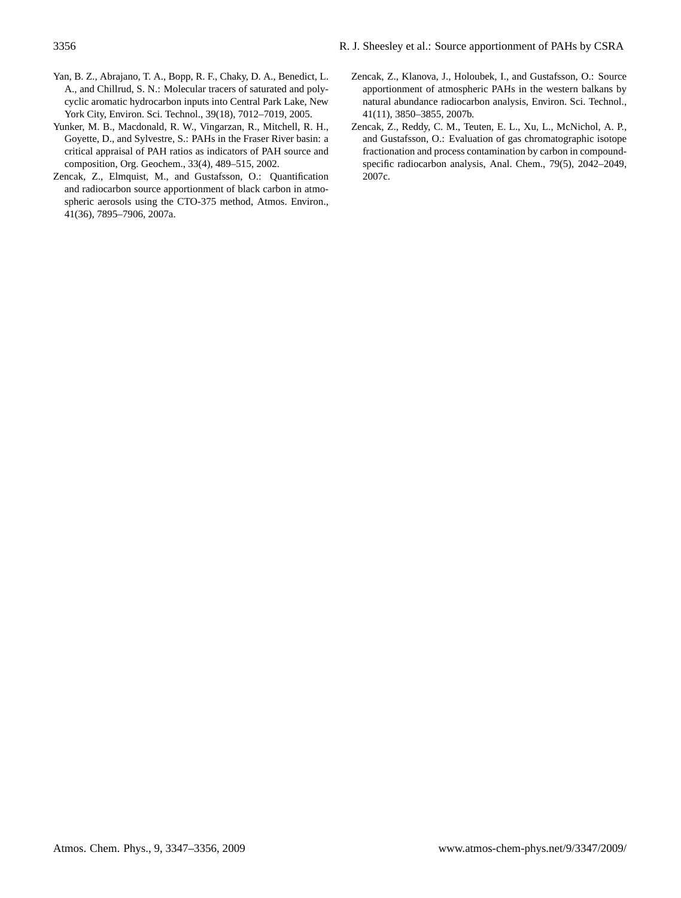Yan, B. Z., Abrajano, T. A., Bopp, R. F., Chaky, D. A., Benedict, L. A., and Chillrud, S. N.: Molecular tracers of saturated and polycyclic aromatic hydrocarbon inputs into Central Park Lake, New York City, Environ. Sci. Technol., 39(18), 7012–7019, 2005.

Yunker, M. B., Macdonald, R. W., Vingarzan, R., Mitchell, R. H., Goyette, D., and Sylvestre, S.: PAHs in the Fraser River basin: a critical appraisal of PAH ratios as indicators of PAH source and composition, Org. Geochem., 33(4), 489–515, 2002.

Zencak, Z., Elmquist, M., and Gustafsson, O.: Quantification and radiocarbon source apportionment of black carbon in atmospheric aerosols using the CTO-375 method, Atmos. Environ., 41(36), 7895–7906, 2007a.

Zencak, Z., Klanova, J., Holoubek, I., and Gustafsson, O.: Source apportionment of atmospheric PAHs in the western balkans by natural abundance radiocarbon analysis, Environ. Sci. Technol., 41(11), 3850–3855, 2007b.

Zencak, Z., Reddy, C. M., Teuten, E. L., Xu, L., McNichol, A. P., and Gustafsson, O.: Evaluation of gas chromatographic isotope fractionation and process contamination by carbon in compound-specific radiocarbon analysis, Anal. Chem., 79(5), 2042–2049, 2007c.